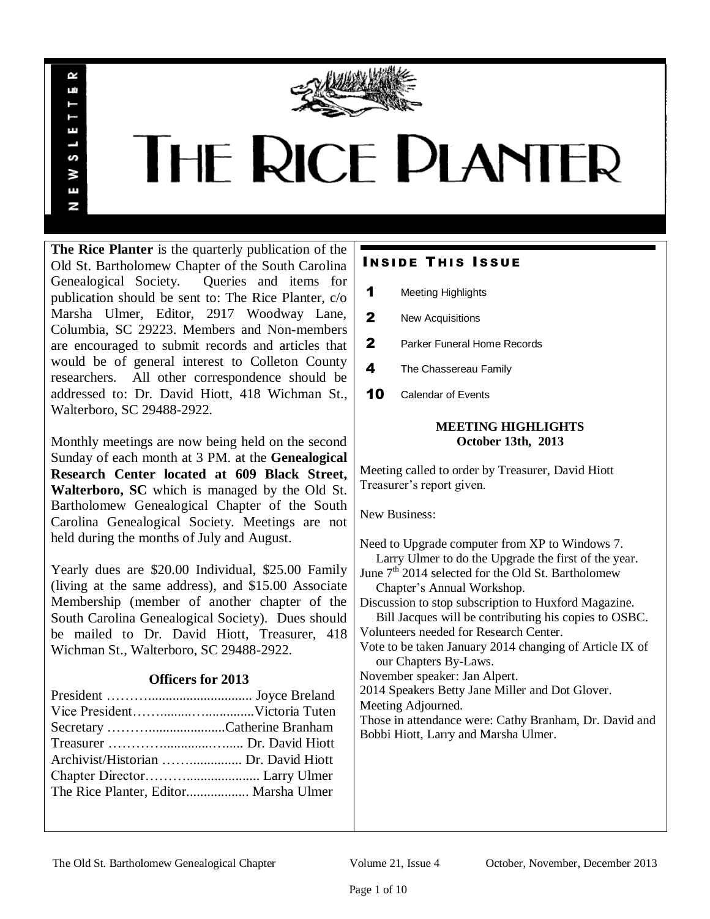# THE RICE PLANTER

NEWSLETTER

**The Rice Planter** is the quarterly publication of the Old St. Bartholomew Chapter of the South Carolina Genealogical Society. Queries and items for publication should be sent to: The Rice Planter, c/o Marsha Ulmer, Editor, 2917 Woodway Lane, Columbia, SC 29223. Members and Non-members are encouraged to submit records and articles that would be of general interest to Colleton County researchers. All other correspondence should be addressed to: Dr. David Hiott, 418 Wichman St., Walterboro, SC 29488-2922.

Monthly meetings are now being held on the second Sunday of each month at 3 PM. at the **Genealogical Research Center located at 609 Black Street, Walterboro, SC** which is managed by the Old St. Bartholomew Genealogical Chapter of the South Carolina Genealogical Society. Meetings are not held during the months of July and August.

Yearly dues are $20.00 Individual, $25.00 Family (living at the same address), and $15.00 Associate Membership (member of another chapter of the South Carolina Genealogical Society). Dues should be mailed to Dr. David Hiott, Treasurer, 418 Wichman St., Walterboro, SC 29488-2922.

### Officers for 2013

President ………............................. Joyce Breland
Vice President……..........…..............Victoria Tuten
Secretary …………......................Catherine Branham
Treasurer …………...............…...... Dr. David Hiott
Archivist/Historian …….............. Dr. David Hiott
Chapter Director…………..................... Larry Ulmer
The Rice Planter, Editor.................. Marsha Ulmer

## Inside This Issue

- **1** Meeting Highlights
- **2** New Acquisitions
- **2** Parker Funeral Home Records
- **4** The Chassereau Family
- **10** Calendar of Events

### MEETING HIGHLIGHTS
**October 13th, 2013**

Meeting called to order by Treasurer, David Hiott
Treasurer's report given.

New Business:

Need to Upgrade computer from XP to Windows 7.
Larry Ulmer to do the Upgrade the first of the year.
June 7th 2014 selected for the Old St. Bartholomew Chapter's Annual Workshop.
Discussion to stop subscription to Huxford Magazine.
Bill Jacques will be contributing his copies to OSBC.
Volunteers needed for Research Center.
Vote to be taken January 2014 changing of Article IX of our Chapters By-Laws.
November speaker: Jan Alpert.
2014 Speakers Betty Jane Miller and Dot Glover.
Meeting Adjourned.
Those in attendance were: Cathy Branham, Dr. David and Bobbi Hiott, Larry and Marsha Ulmer.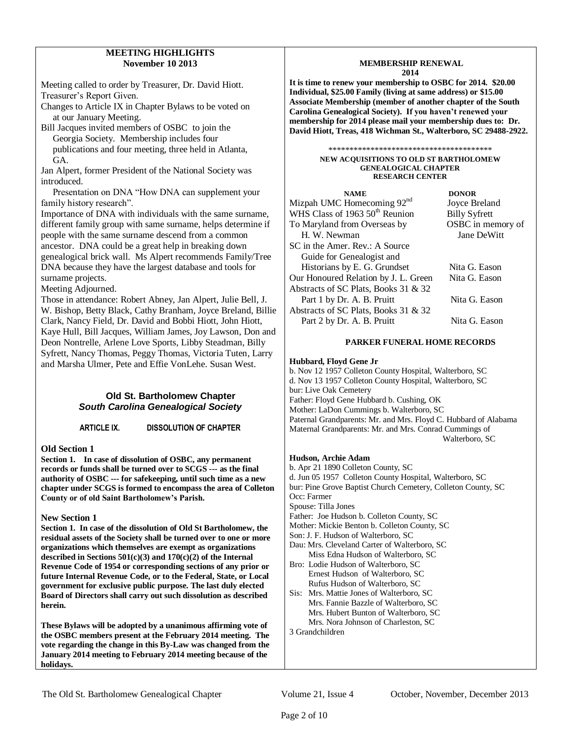## MEETING HIGHLIGHTS
### November 10 2013

Meeting called to order by Treasurer, Dr. David Hiott.
Treasurer's Report Given.
Changes to Article IX in Chapter Bylaws to be voted on at our January Meeting.
Bill Jacques invited members of OSBC to join the Georgia Society. Membership includes four publications and four meeting, three held in Atlanta, GA.
Jan Alpert, former President of the National Society was introduced.

Presentation on DNA "How DNA can supplement your family history research".
Importance of DNA with individuals with the same surname, different family group with same surname, helps determine if people with the same surname descend from a common ancestor. DNA could be a great help in breaking down genealogical brick wall. Ms Alpert recommends Family/Tree DNA because they have the largest database and tools for surname projects.
Meeting Adjourned.
Those in attendance: Robert Abney, Jan Alpert, Julie Bell, J. W. Bishop, Betty Black, Cathy Branham, Joyce Breland, Billie Clark, Nancy Field, Dr. David and Bobbi Hiott, John Hiott, Kaye Hull, Bill Jacques, William James, Joy Lawson, Don and Deon Nontrelle, Arlene Love Sports, Libby Steadman, Billy Syfrett, Nancy Thomas, Peggy Thomas, Victoria Tuten, Larry and Marsha Ulmer, Pete and Effie VonLehe. Susan West.

## Old St. Bartholomew Chapter
### *South Carolina Genealogical Society*

**ARTICLE IX. DISSOLUTION OF CHAPTER**

**Old Section 1**

**Section 1. In case of dissolution of OSBC, any permanent records or funds shall be turned over to SCGS --- as the final authority of OSBC --- for safekeeping, until such time as a new chapter under SCGS is formed to encompass the area of Colleton County or of old Saint Bartholomew's Parish.**

**New Section 1**

**Section 1. In case of the dissolution of Old St Bartholomew, the residual assets of the Society shall be turned over to one or more organizations which themselves are exempt as organizations described in Sections 501(c)(3) and 170(c)(2) of the Internal Revenue Code of 1954 or corresponding sections of any prior or future Internal Revenue Code, or to the Federal, State, or Local government for exclusive public purpose. The last duly elected Board of Directors shall carry out such dissolution as described herein.**

**These Bylaws will be adopted by a unanimous affirming vote of the OSBC members present at the February 2014 meeting. The vote regarding the change in this By-Law was changed from the January 2014 meeting to February 2014 meeting because of the holidays.**

## MEMBERSHIP RENEWAL
### 2014

**It is time to renew your membership to OSBC for 2014. $20.00 Individual, $25.00 Family (living at same address) or $15.00 Associate Membership (member of another chapter of the South Carolina Genealogical Society). If you haven't renewed your membership for 2014 please mail your membership dues to: Dr. David Hiott, Treas, 418 Wichman St., Walterboro, SC 29488-2922.**

***************************************

### NEW ACQUISITIONS TO OLD ST BARTHOLOMEW GENEALOGICAL CHAPTER RESEARCH CENTER

| NAME | DONOR |
|---|---|
| Mizpah UMC Homecoming 92nd | Joyce Breland |
| WHS Class of 1963 50th Reunion | Billy Syfrett |
| To Maryland from Overseas by H. W. Newman | OSBC in memory of Jane DeWitt |
| SC in the Amer. Rev.: A Source Guide for Genealogist and Historians by E. G. Grundset | Nita G. Eason |
| Our Honoured Relation by J. L. Green | Nita G. Eason |
| Abstracts of SC Plats, Books 31 & 32 Part 1 by Dr. A. B. Pruitt | Nita G. Eason |
| Abstracts of SC Plats, Books 31 & 32 Part 2 by Dr. A. B. Pruitt | Nita G. Eason |

### PARKER FUNERAL HOME RECORDS

**Hubbard, Floyd Gene Jr**
b. Nov 12 1957 Colleton County Hospital, Walterboro, SC
d. Nov 13 1957 Colleton County Hospital, Walterboro, SC
bur: Live Oak Cemetery
Father: Floyd Gene Hubbard b. Cushing, OK
Mother: LaDon Cummings b. Walterboro, SC
Paternal Grandparents: Mr. and Mrs. Floyd C. Hubbard of Alabama
Maternal Grandparents: Mr. and Mrs. Conrad Cummings of Walterboro, SC

**Hudson, Archie Adam**
b. Apr 21 1890 Colleton County, SC
d. Jun 05 1957 Colleton County Hospital, Walterboro, SC
bur: Pine Grove Baptist Church Cemetery, Colleton County, SC
Occ: Farmer
Spouse: Tilla Jones
Father: Joe Hudson b. Colleton County, SC
Mother: Mickie Benton b. Colleton County, SC
Son: J. F. Hudson of Walterboro, SC
Dau: Mrs. Cleveland Carter of Walterboro, SC
Miss Edna Hudson of Walterboro, SC
Bro: Lodie Hudson of Walterboro, SC
Ernest Hudson of Walterboro, SC
Rufus Hudson of Walterboro, SC
Sis: Mrs. Mattie Jones of Walterboro, SC
Mrs. Fannie Bazzle of Walterboro, SC
Mrs. Hubert Bunton of Walterboro, SC
Mrs. Nora Johnson of Charleston, SC
3 Grandchildren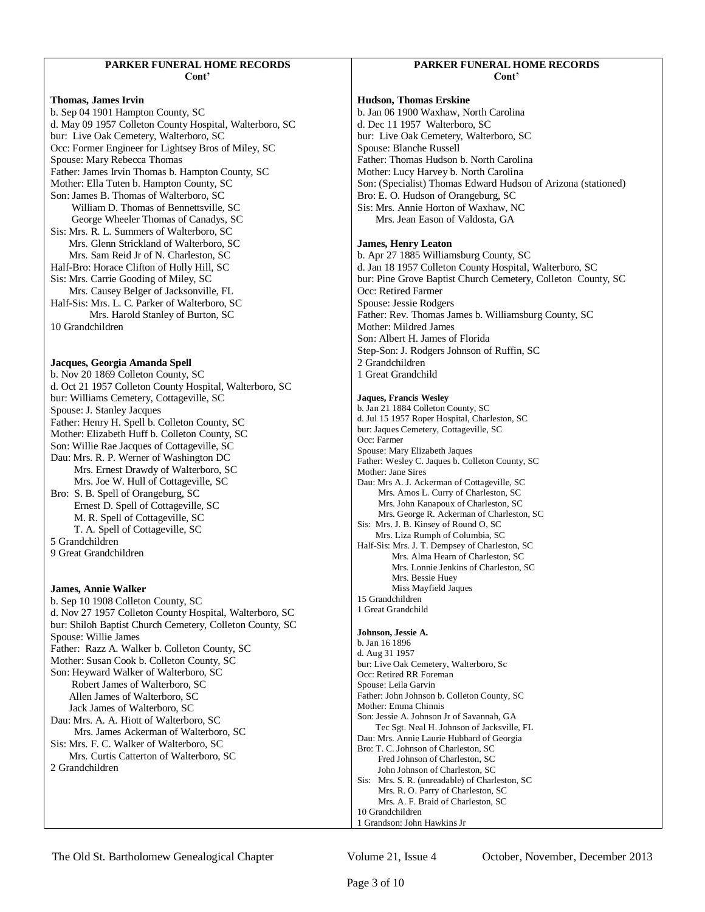## PARKER FUNERAL HOME RECORDS Cont'

**Thomas, James Irvin**
b. Sep 04 1901 Hampton County, SC
d. May 09 1957 Colleton County Hospital, Walterboro, SC
bur: Live Oak Cemetery, Walterboro, SC
Occ: Former Engineer for Lightsey Bros of Miley, SC
Spouse: Mary Rebecca Thomas
Father: James Irvin Thomas b. Hampton County, SC
Mother: Ella Tuten b. Hampton County, SC
Son: James B. Thomas of Walterboro, SC
William D. Thomas of Bennettsville, SC
George Wheeler Thomas of Canadys, SC
Sis: Mrs. R. L. Summers of Walterboro, SC
Mrs. Glenn Strickland of Walterboro, SC
Mrs. Sam Reid Jr of N. Charleston, SC
Half-Bro: Horace Clifton of Holly Hill, SC
Sis: Mrs. Carrie Gooding of Miley, SC
Mrs. Causey Belger of Jacksonville, FL
Half-Sis: Mrs. L. C. Parker of Walterboro, SC
Mrs. Harold Stanley of Burton, SC
10 Grandchildren

**Jacques, Georgia Amanda Spell**
b. Nov 20 1869 Colleton County, SC
d. Oct 21 1957 Colleton County Hospital, Walterboro, SC
bur: Williams Cemetery, Cottageville, SC
Spouse: J. Stanley Jacques
Father: Henry H. Spell b. Colleton County, SC
Mother: Elizabeth Huff b. Colleton County, SC
Son: Willie Rae Jacques of Cottageville, SC
Dau: Mrs. R. P. Werner of Washington DC
Mrs. Ernest Drawdy of Walterboro, SC
Mrs. Joe W. Hull of Cottageville, SC
Bro: S. B. Spell of Orangeburg, SC
Ernest D. Spell of Cottageville, SC
M. R. Spell of Cottageville, SC
T. A. Spell of Cottageville, SC
5 Grandchildren
9 Great Grandchildren

**James, Annie Walker**
b. Sep 10 1908 Colleton County, SC
d. Nov 27 1957 Colleton County Hospital, Walterboro, SC
bur: Shiloh Baptist Church Cemetery, Colleton County, SC
Spouse: Willie James
Father: Razz A. Walker b. Colleton County, SC
Mother: Susan Cook b. Colleton County, SC
Son: Heyward Walker of Walterboro, SC
Robert James of Walterboro, SC
Allen James of Walterboro, SC
Jack James of Walterboro, SC
Dau: Mrs. A. A. Hiott of Walterboro, SC
Mrs. James Ackerman of Walterboro, SC
Sis: Mrs. F. C. Walker of Walterboro, SC
Mrs. Curtis Catterton of Walterboro, SC
2 Grandchildren

**Hudson, Thomas Erskine**
b. Jan 06 1900 Waxhaw, North Carolina
d. Dec 11 1957 Walterboro, SC
bur: Live Oak Cemetery, Walterboro, SC
Spouse: Blanche Russell
Father: Thomas Hudson b. North Carolina
Mother: Lucy Harvey b. North Carolina
Son: (Specialist) Thomas Edward Hudson of Arizona (stationed)
Bro: E. O. Hudson of Orangeburg, SC
Sis: Mrs. Annie Horton of Waxhaw, NC
Mrs. Jean Eason of Valdosta, GA

**James, Henry Leaton**
b. Apr 27 1885 Williamsburg County, SC
d. Jan 18 1957 Colleton County Hospital, Walterboro, SC
bur: Pine Grove Baptist Church Cemetery, Colleton County, SC
Occ: Retired Farmer
Spouse: Jessie Rodgers
Father: Rev. Thomas James b. Williamsburg County, SC
Mother: Mildred James
Son: Albert H. James of Florida
Step-Son: J. Rodgers Johnson of Ruffin, SC
2 Grandchildren
1 Great Grandchild

**Jaques, Francis Wesley**
b. Jan 21 1884 Colleton County, SC
d. Jul 15 1957 Roper Hospital, Charleston, SC
bur: Jaques Cemetery, Cottageville, SC
Occ: Farmer
Spouse: Mary Elizabeth Jaques
Father: Wesley C. Jaques b. Colleton County, SC
Mother: Jane Sires
Dau: Mrs A. J. Ackerman of Cottageville, SC
Mrs. Amos L. Curry of Charleston, SC
Mrs. John Kanapoux of Charleston, SC
Mrs. George R. Ackerman of Charleston, SC
Sis: Mrs. J. B. Kinsey of Round O, SC
Mrs. Liza Rumph of Columbia, SC
Half-Sis: Mrs. J. T. Dempsey of Charleston, SC
Mrs. Alma Hearn of Charleston, SC
Mrs. Lonnie Jenkins of Charleston, SC
Mrs. Bessie Huey
Miss Mayfield Jaques
15 Grandchildren
1 Great Grandchild

**Johnson, Jessie A.**
b. Jan 16 1896
d. Aug 31 1957
bur: Live Oak Cemetery, Walterboro, Sc
Occ: Retired RR Foreman
Spouse: Leila Garvin
Father: John Johnson b. Colleton County, SC
Mother: Emma Chinnis
Son: Jessie A. Johnson Jr of Savannah, GA
Tec Sgt. Neal H. Johnson of Jacksonville, FL
Dau: Mrs. Annie Laurie Hubbard of Georgia
Bro: T. C. Johnson of Charleston, SC
Fred Johnson of Charleston, SC
John Johnson of Charleston, SC
Sis: Mrs. S. R. (unreadable) of Charleston, SC
Mrs. R. O. Parry of Charleston, SC
Mrs. A. F. Braid of Charleston, SC
10 Grandchildren
1 Grandson: John Hawkins Jr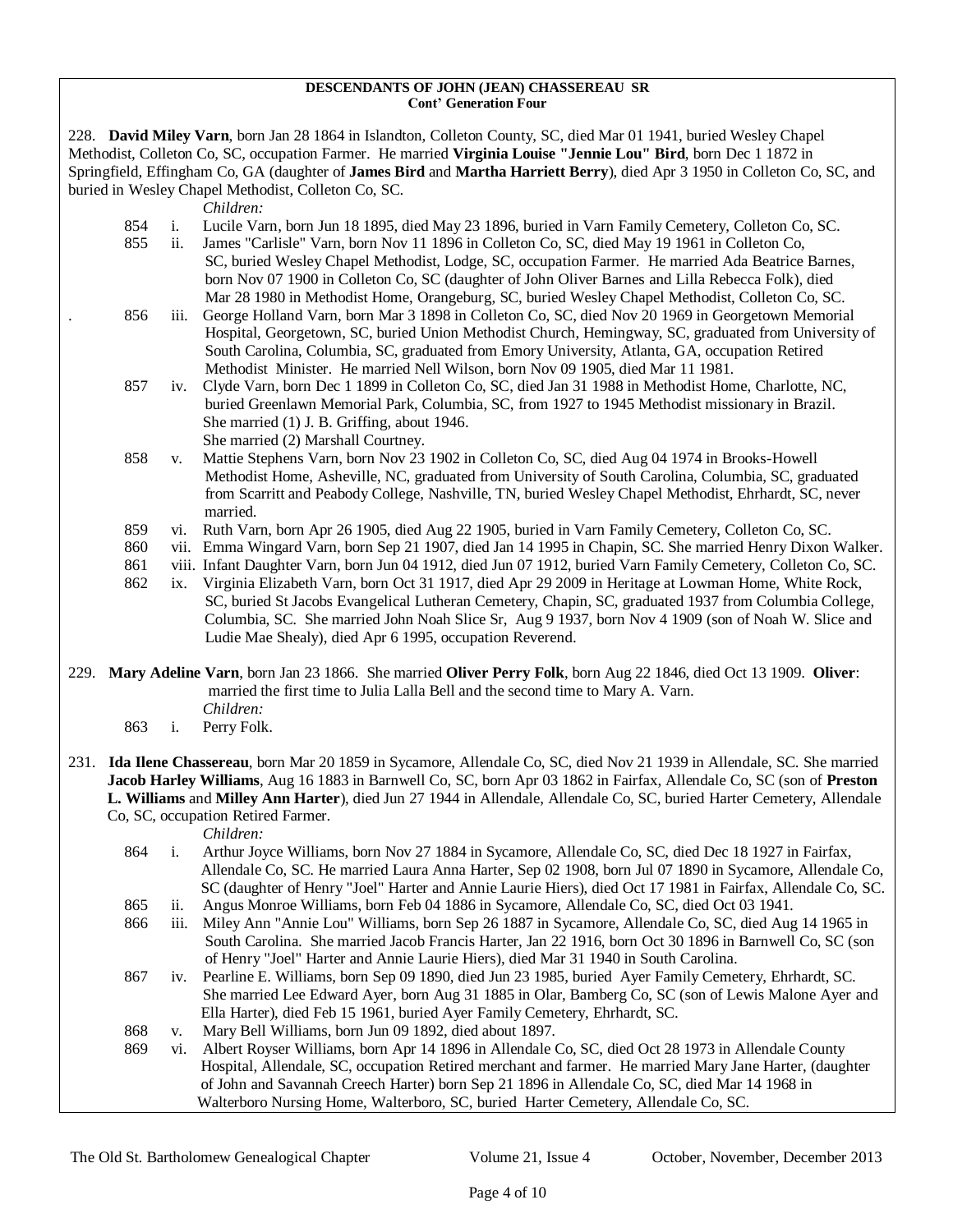**DESCENDANTS OF JOHN (JEAN) CHASSEREAU SR**
**Cont' Generation Four**

228. **David Miley Varn**, born Jan 28 1864 in Islandton, Colleton County, SC, died Mar 01 1941, buried Wesley Chapel Methodist, Colleton Co, SC, occupation Farmer. He married **Virginia Louise "Jennie Lou" Bird**, born Dec 1 1872 in Springfield, Effingham Co, GA (daughter of **James Bird** and **Martha Harriett Berry**), died Apr 3 1950 in Colleton Co, SC, and buried in Wesley Chapel Methodist, Colleton Co, SC.

*Children:*

854 i. Lucile Varn, born Jun 18 1895, died May 23 1896, buried in Varn Family Cemetery, Colleton Co, SC.

855 ii. James "Carlisle" Varn, born Nov 11 1896 in Colleton Co, SC, died May 19 1961 in Colleton Co, SC, buried Wesley Chapel Methodist, Lodge, SC, occupation Farmer. He married Ada Beatrice Barnes, born Nov 07 1900 in Colleton Co, SC (daughter of John Oliver Barnes and Lilla Rebecca Folk), died Mar 28 1980 in Methodist Home, Orangeburg, SC, buried Wesley Chapel Methodist, Colleton Co, SC.

856 iii. George Holland Varn, born Mar 3 1898 in Colleton Co, SC, died Nov 20 1969 in Georgetown Memorial Hospital, Georgetown, SC, buried Union Methodist Church, Hemingway, SC, graduated from University of South Carolina, Columbia, SC, graduated from Emory University, Atlanta, GA, occupation Retired Methodist Minister. He married Nell Wilson, born Nov 09 1905, died Mar 11 1981.

857 iv. Clyde Varn, born Dec 1 1899 in Colleton Co, SC, died Jan 31 1988 in Methodist Home, Charlotte, NC, buried Greenlawn Memorial Park, Columbia, SC, from 1927 to 1945 Methodist missionary in Brazil. She married (1) J. B. Griffing, about 1946.
She married (2) Marshall Courtney.

858 v. Mattie Stephens Varn, born Nov 23 1902 in Colleton Co, SC, died Aug 04 1974 in Brooks-Howell Methodist Home, Asheville, NC, graduated from University of South Carolina, Columbia, SC, graduated from Scarritt and Peabody College, Nashville, TN, buried Wesley Chapel Methodist, Ehrhardt, SC, never married.

859 vi. Ruth Varn, born Apr 26 1905, died Aug 22 1905, buried in Varn Family Cemetery, Colleton Co, SC.

860 vii. Emma Wingard Varn, born Sep 21 1907, died Jan 14 1995 in Chapin, SC. She married Henry Dixon Walker.

861 viii. Infant Daughter Varn, born Jun 04 1912, died Jun 07 1912, buried Varn Family Cemetery, Colleton Co, SC.

862 ix. Virginia Elizabeth Varn, born Oct 31 1917, died Apr 29 2009 in Heritage at Lowman Home, White Rock, SC, buried St Jacobs Evangelical Lutheran Cemetery, Chapin, SC, graduated 1937 from Columbia College, Columbia, SC. She married John Noah Slice Sr, Aug 9 1937, born Nov 4 1909 (son of Noah W. Slice and Ludie Mae Shealy), died Apr 6 1995, occupation Reverend.

229. **Mary Adeline Varn**, born Jan 23 1866. She married **Oliver Perry Folk**, born Aug 22 1846, died Oct 13 1909. **Oliver**: married the first time to Julia Lalla Bell and the second time to Mary A. Varn.

*Children:*

863 i. Perry Folk.

231. **Ida Ilene Chassereau**, born Mar 20 1859 in Sycamore, Allendale Co, SC, died Nov 21 1939 in Allendale, SC. She married **Jacob Harley Williams**, Aug 16 1883 in Barnwell Co, SC, born Apr 03 1862 in Fairfax, Allendale Co, SC (son of **Preston L. Williams** and **Milley Ann Harter**), died Jun 27 1944 in Allendale, Allendale Co, SC, buried Harter Cemetery, Allendale Co, SC, occupation Retired Farmer.

*Children:*

864 i. Arthur Joyce Williams, born Nov 27 1884 in Sycamore, Allendale Co, SC, died Dec 18 1927 in Fairfax, Allendale Co, SC. He married Laura Anna Harter, Sep 02 1908, born Jul 07 1890 in Sycamore, Allendale Co, SC (daughter of Henry "Joel" Harter and Annie Laurie Hiers), died Oct 17 1981 in Fairfax, Allendale Co, SC.

865 ii. Angus Monroe Williams, born Feb 04 1886 in Sycamore, Allendale Co, SC, died Oct 03 1941.

866 iii. Miley Ann "Annie Lou" Williams, born Sep 26 1887 in Sycamore, Allendale Co, SC, died Aug 14 1965 in South Carolina. She married Jacob Francis Harter, Jan 22 1916, born Oct 30 1896 in Barnwell Co, SC (son of Henry "Joel" Harter and Annie Laurie Hiers), died Mar 31 1940 in South Carolina.

867 iv. Pearline E. Williams, born Sep 09 1890, died Jun 23 1985, buried Ayer Family Cemetery, Ehrhardt, SC. She married Lee Edward Ayer, born Aug 31 1885 in Olar, Bamberg Co, SC (son of Lewis Malone Ayer and Ella Harter), died Feb 15 1961, buried Ayer Family Cemetery, Ehrhardt, SC.

868 v. Mary Bell Williams, born Jun 09 1892, died about 1897.

869 vi. Albert Royser Williams, born Apr 14 1896 in Allendale Co, SC, died Oct 28 1973 in Allendale County Hospital, Allendale, SC, occupation Retired merchant and farmer. He married Mary Jane Harter, (daughter of John and Savannah Creech Harter) born Sep 21 1896 in Allendale Co, SC, died Mar 14 1968 in Walterboro Nursing Home, Walterboro, SC, buried Harter Cemetery, Allendale Co, SC.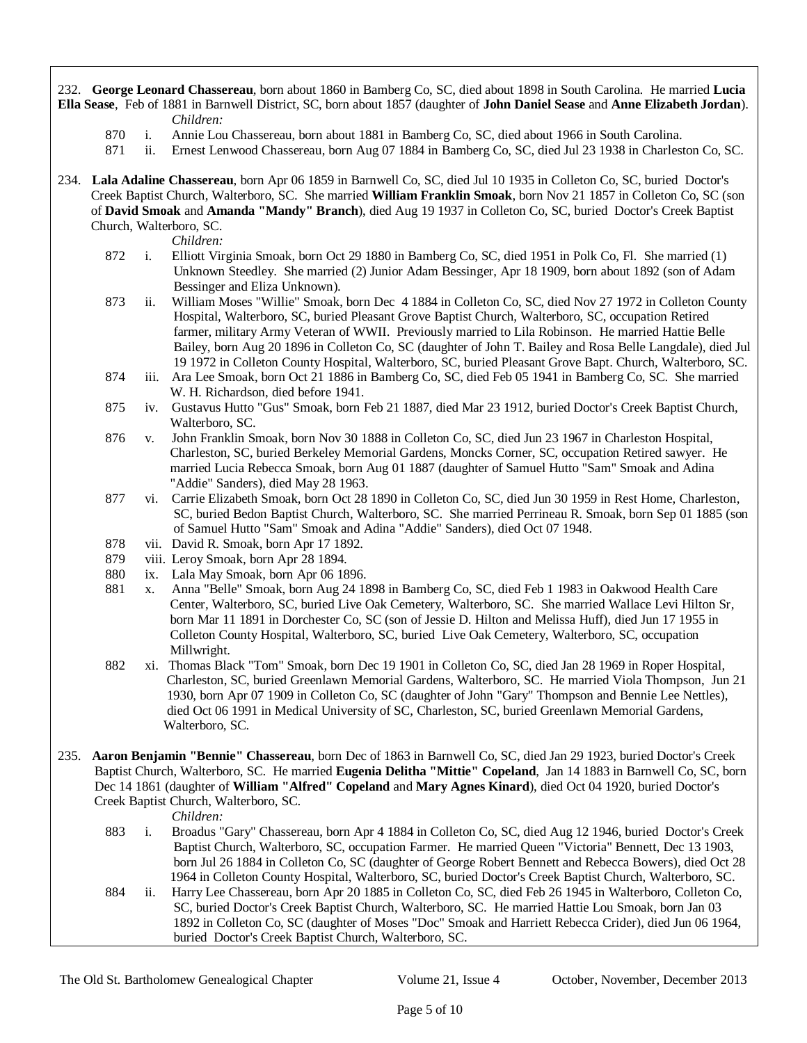232. **George Leonard Chassereau**, born about 1860 in Bamberg Co, SC, died about 1898 in South Carolina. He married **Lucia Ella Sease**, Feb of 1881 in Barnwell District, SC, born about 1857 (daughter of **John Daniel Sease** and **Anne Elizabeth Jordan**).

*Children:*

- 870 i. Annie Lou Chassereau, born about 1881 in Bamberg Co, SC, died about 1966 in South Carolina.
- 871 ii. Ernest Lenwood Chassereau, born Aug 07 1884 in Bamberg Co, SC, died Jul 23 1938 in Charleston Co, SC.

234. **Lala Adaline Chassereau**, born Apr 06 1859 in Barnwell Co, SC, died Jul 10 1935 in Colleton Co, SC, buried Doctor's Creek Baptist Church, Walterboro, SC. She married **William Franklin Smoak**, born Nov 21 1857 in Colleton Co, SC (son of **David Smoak** and **Amanda "Mandy" Branch**), died Aug 19 1937 in Colleton Co, SC, buried Doctor's Creek Baptist Church, Walterboro, SC.

*Children:*

- 872 i. Elliott Virginia Smoak, born Oct 29 1880 in Bamberg Co, SC, died 1951 in Polk Co, Fl. She married (1) Unknown Steedley. She married (2) Junior Adam Bessinger, Apr 18 1909, born about 1892 (son of Adam Bessinger and Eliza Unknown).
- 873 ii. William Moses "Willie" Smoak, born Dec 4 1884 in Colleton Co, SC, died Nov 27 1972 in Colleton County Hospital, Walterboro, SC, buried Pleasant Grove Baptist Church, Walterboro, SC, occupation Retired farmer, military Army Veteran of WWII. Previously married to Lila Robinson. He married Hattie Belle Bailey, born Aug 20 1896 in Colleton Co, SC (daughter of John T. Bailey and Rosa Belle Langdale), died Jul 19 1972 in Colleton County Hospital, Walterboro, SC, buried Pleasant Grove Bapt. Church, Walterboro, SC.
- 874 iii. Ara Lee Smoak, born Oct 21 1886 in Bamberg Co, SC, died Feb 05 1941 in Bamberg Co, SC. She married W. H. Richardson, died before 1941.
- 875 iv. Gustavus Hutto "Gus" Smoak, born Feb 21 1887, died Mar 23 1912, buried Doctor's Creek Baptist Church, Walterboro, SC.
- 876 v. John Franklin Smoak, born Nov 30 1888 in Colleton Co, SC, died Jun 23 1967 in Charleston Hospital, Charleston, SC, buried Berkeley Memorial Gardens, Moncks Corner, SC, occupation Retired sawyer. He married Lucia Rebecca Smoak, born Aug 01 1887 (daughter of Samuel Hutto "Sam" Smoak and Adina "Addie" Sanders), died May 28 1963.
- 877 vi. Carrie Elizabeth Smoak, born Oct 28 1890 in Colleton Co, SC, died Jun 30 1959 in Rest Home, Charleston, SC, buried Bedon Baptist Church, Walterboro, SC. She married Perrineau R. Smoak, born Sep 01 1885 (son of Samuel Hutto "Sam" Smoak and Adina "Addie" Sanders), died Oct 07 1948.
- 878 vii. David R. Smoak, born Apr 17 1892.
- 879 viii. Leroy Smoak, born Apr 28 1894.
- 880 ix. Lala May Smoak, born Apr 06 1896.
- 881 x. Anna "Belle" Smoak, born Aug 24 1898 in Bamberg Co, SC, died Feb 1 1983 in Oakwood Health Care Center, Walterboro, SC, buried Live Oak Cemetery, Walterboro, SC. She married Wallace Levi Hilton Sr, born Mar 11 1891 in Dorchester Co, SC (son of Jessie D. Hilton and Melissa Huff), died Jun 17 1955 in Colleton County Hospital, Walterboro, SC, buried Live Oak Cemetery, Walterboro, SC, occupation Millwright.
- 882 xi. Thomas Black "Tom" Smoak, born Dec 19 1901 in Colleton Co, SC, died Jan 28 1969 in Roper Hospital, Charleston, SC, buried Greenlawn Memorial Gardens, Walterboro, SC. He married Viola Thompson, Jun 21 1930, born Apr 07 1909 in Colleton Co, SC (daughter of John "Gary" Thompson and Bennie Lee Nettles), died Oct 06 1991 in Medical University of SC, Charleston, SC, buried Greenlawn Memorial Gardens, Walterboro, SC.

235. **Aaron Benjamin "Bennie" Chassereau**, born Dec of 1863 in Barnwell Co, SC, died Jan 29 1923, buried Doctor's Creek Baptist Church, Walterboro, SC. He married **Eugenia Delitha "Mittie" Copeland**, Jan 14 1883 in Barnwell Co, SC, born Dec 14 1861 (daughter of **William "Alfred" Copeland** and **Mary Agnes Kinard**), died Oct 04 1920, buried Doctor's Creek Baptist Church, Walterboro, SC.

*Children:*

- 883 i. Broadus "Gary" Chassereau, born Apr 4 1884 in Colleton Co, SC, died Aug 12 1946, buried Doctor's Creek Baptist Church, Walterboro, SC, occupation Farmer. He married Queen "Victoria" Bennett, Dec 13 1903, born Jul 26 1884 in Colleton Co, SC (daughter of George Robert Bennett and Rebecca Bowers), died Oct 28 1964 in Colleton County Hospital, Walterboro, SC, buried Doctor's Creek Baptist Church, Walterboro, SC.
- 884 ii. Harry Lee Chassereau, born Apr 20 1885 in Colleton Co, SC, died Feb 26 1945 in Walterboro, Colleton Co, SC, buried Doctor's Creek Baptist Church, Walterboro, SC. He married Hattie Lou Smoak, born Jan 03 1892 in Colleton Co, SC (daughter of Moses "Doc" Smoak and Harriett Rebecca Crider), died Jun 06 1964, buried Doctor's Creek Baptist Church, Walterboro, SC.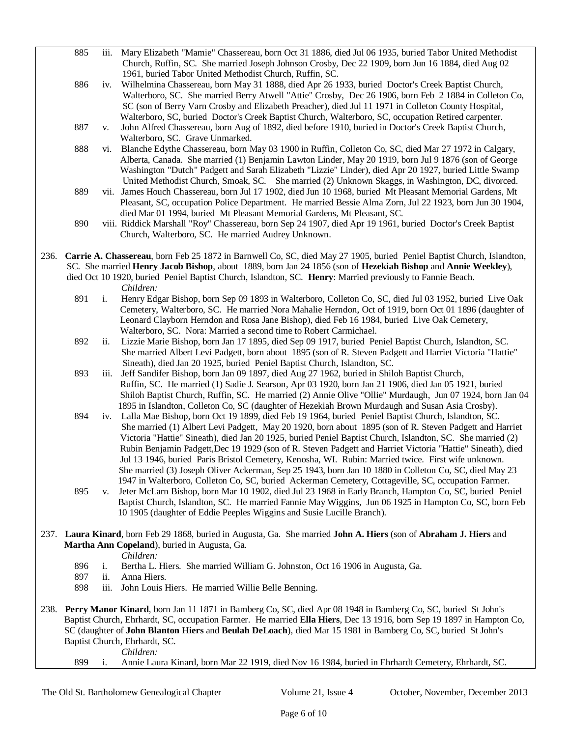885 iii. Mary Elizabeth "Mamie" Chassereau, born Oct 31 1886, died Jul 06 1935, buried Tabor United Methodist Church, Ruffin, SC. She married Joseph Johnson Crosby, Dec 22 1909, born Jun 16 1884, died Aug 02 1961, buried Tabor United Methodist Church, Ruffin, SC.

886 iv. Wilhelmina Chassereau, born May 31 1888, died Apr 26 1933, buried Doctor's Creek Baptist Church, Walterboro, SC. She married Berry Atwell "Attie" Crosby, Dec 26 1906, born Feb 2 1884 in Colleton Co, SC (son of Berry Varn Crosby and Elizabeth Preacher), died Jul 11 1971 in Colleton County Hospital, Walterboro, SC, buried Doctor's Creek Baptist Church, Walterboro, SC, occupation Retired carpenter.

887 v. John Alfred Chassereau, born Aug of 1892, died before 1910, buried in Doctor's Creek Baptist Church, Walterboro, SC. Grave Unmarked.

888 vi. Blanche Edythe Chassereau, born May 03 1900 in Ruffin, Colleton Co, SC, died Mar 27 1972 in Calgary, Alberta, Canada. She married (1) Benjamin Lawton Linder, May 20 1919, born Jul 9 1876 (son of George Washington "Dutch" Padgett and Sarah Elizabeth "Lizzie" Linder), died Apr 20 1927, buried Little Swamp United Methodist Church, Smoak, SC. She married (2) Unknown Skaggs, in Washington, DC, divorced.

889 vii. James Houch Chassereau, born Jul 17 1902, died Jun 10 1968, buried Mt Pleasant Memorial Gardens, Mt Pleasant, SC, occupation Police Department. He married Bessie Alma Zorn, Jul 22 1923, born Jun 30 1904, died Mar 01 1994, buried Mt Pleasant Memorial Gardens, Mt Pleasant, SC.

890 viii. Riddick Marshall "Roy" Chassereau, born Sep 24 1907, died Apr 19 1961, buried Doctor's Creek Baptist Church, Walterboro, SC. He married Audrey Unknown.

236. **Carrie A. Chassereau**, born Feb 25 1872 in Barnwell Co, SC, died May 27 1905, buried Peniel Baptist Church, Islandton, SC. She married **Henry Jacob Bishop**, about 1889, born Jan 24 1856 (son of **Hezekiah Bishop** and **Annie Weekley**), died Oct 10 1920, buried Peniel Baptist Church, Islandton, SC. **Henry**: Married previously to Fannie Beach.

*Children:*

891 i. Henry Edgar Bishop, born Sep 09 1893 in Walterboro, Colleton Co, SC, died Jul 03 1952, buried Live Oak Cemetery, Walterboro, SC. He married Nora Mahalie Herndon, Oct of 1919, born Oct 01 1896 (daughter of Leonard Clayborn Herndon and Rosa Jane Bishop), died Feb 16 1984, buried Live Oak Cemetery, Walterboro, SC. Nora: Married a second time to Robert Carmichael.

892 ii. Lizzie Marie Bishop, born Jan 17 1895, died Sep 09 1917, buried Peniel Baptist Church, Islandton, SC. She married Albert Levi Padgett, born about 1895 (son of R. Steven Padgett and Harriet Victoria "Hattie" Sineath), died Jan 20 1925, buried Peniel Baptist Church, Islandton, SC.

893 iii. Jeff Sandifer Bishop, born Jan 09 1897, died Aug 27 1962, buried in Shiloh Baptist Church, Ruffin, SC. He married (1) Sadie J. Searson, Apr 03 1920, born Jan 21 1906, died Jan 05 1921, buried Shiloh Baptist Church, Ruffin, SC. He married (2) Annie Olive "Ollie" Murdaugh, Jun 07 1924, born Jan 04 1895 in Islandton, Colleton Co, SC (daughter of Hezekiah Brown Murdaugh and Susan Asia Crosby).

894 iv. Lalla Mae Bishop, born Oct 19 1899, died Feb 19 1964, buried Peniel Baptist Church, Islandton, SC. She married (1) Albert Levi Padgett, May 20 1920, born about 1895 (son of R. Steven Padgett and Harriet Victoria "Hattie" Sineath), died Jan 20 1925, buried Peniel Baptist Church, Islandton, SC. She married (2) Rubin Benjamin Padgett,Dec 19 1929 (son of R. Steven Padgett and Harriet Victoria "Hattie" Sineath), died Jul 13 1946, buried Paris Bristol Cemetery, Kenosha, WI. Rubin: Married twice. First wife unknown. She married (3) Joseph Oliver Ackerman, Sep 25 1943, born Jan 10 1880 in Colleton Co, SC, died May 23 1947 in Walterboro, Colleton Co, SC, buried Ackerman Cemetery, Cottageville, SC, occupation Farmer.

895 v. Jeter McLarn Bishop, born Mar 10 1902, died Jul 23 1968 in Early Branch, Hampton Co, SC, buried Peniel Baptist Church, Islandton, SC. He married Fannie May Wiggins, Jun 06 1925 in Hampton Co, SC, born Feb 10 1905 (daughter of Eddie Peeples Wiggins and Susie Lucille Branch).

237. **Laura Kinard**, born Feb 29 1868, buried in Augusta, Ga. She married **John A. Hiers** (son of **Abraham J. Hiers** and **Martha Ann Copeland**), buried in Augusta, Ga.

*Children:*

896 i. Bertha L. Hiers. She married William G. Johnston, Oct 16 1906 in Augusta, Ga.

897 ii. Anna Hiers.

898 iii. John Louis Hiers. He married Willie Belle Benning.

238. **Perry Manor Kinard**, born Jan 11 1871 in Bamberg Co, SC, died Apr 08 1948 in Bamberg Co, SC, buried St John's Baptist Church, Ehrhardt, SC, occupation Farmer. He married **Ella Hiers**, Dec 13 1916, born Sep 19 1897 in Hampton Co, SC (daughter of **John Blanton Hiers** and **Beulah DeLoach**), died Mar 15 1981 in Bamberg Co, SC, buried St John's Baptist Church, Ehrhardt, SC.

*Children:*

899 i. Annie Laura Kinard, born Mar 22 1919, died Nov 16 1984, buried in Ehrhardt Cemetery, Ehrhardt, SC.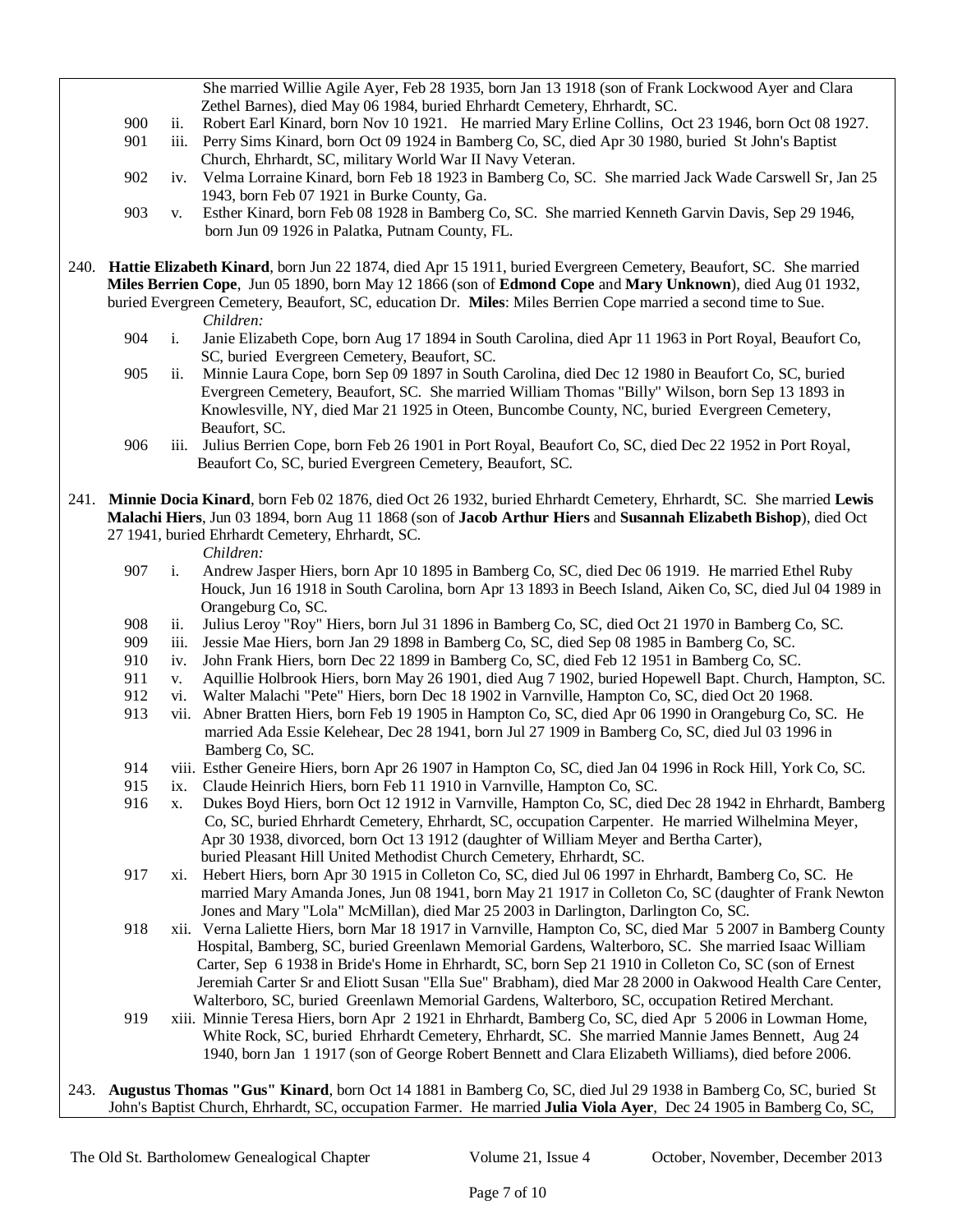She married Willie Agile Ayer, Feb 28 1935, born Jan 13 1918 (son of Frank Lockwood Ayer and Clara Zethel Barnes), died May 06 1984, buried Ehrhardt Cemetery, Ehrhardt, SC.

900 ii. Robert Earl Kinard, born Nov 10 1921. He married Mary Erline Collins, Oct 23 1946, born Oct 08 1927.

901 iii. Perry Sims Kinard, born Oct 09 1924 in Bamberg Co, SC, died Apr 30 1980, buried St John's Baptist Church, Ehrhardt, SC, military World War II Navy Veteran.

902 iv. Velma Lorraine Kinard, born Feb 18 1923 in Bamberg Co, SC. She married Jack Wade Carswell Sr, Jan 25 1943, born Feb 07 1921 in Burke County, Ga.

903 v. Esther Kinard, born Feb 08 1928 in Bamberg Co, SC. She married Kenneth Garvin Davis, Sep 29 1946, born Jun 09 1926 in Palatka, Putnam County, FL.

240. **Hattie Elizabeth Kinard**, born Jun 22 1874, died Apr 15 1911, buried Evergreen Cemetery, Beaufort, SC. She married **Miles Berrien Cope**, Jun 05 1890, born May 12 1866 (son of **Edmond Cope** and **Mary Unknown**), died Aug 01 1932, buried Evergreen Cemetery, Beaufort, SC, education Dr. **Miles**: Miles Berrien Cope married a second time to Sue.

*Children:*

904 i. Janie Elizabeth Cope, born Aug 17 1894 in South Carolina, died Apr 11 1963 in Port Royal, Beaufort Co, SC, buried Evergreen Cemetery, Beaufort, SC.

905 ii. Minnie Laura Cope, born Sep 09 1897 in South Carolina, died Dec 12 1980 in Beaufort Co, SC, buried Evergreen Cemetery, Beaufort, SC. She married William Thomas "Billy" Wilson, born Sep 13 1893 in Knowlesville, NY, died Mar 21 1925 in Oteen, Buncombe County, NC, buried Evergreen Cemetery, Beaufort, SC.

906 iii. Julius Berrien Cope, born Feb 26 1901 in Port Royal, Beaufort Co, SC, died Dec 22 1952 in Port Royal, Beaufort Co, SC, buried Evergreen Cemetery, Beaufort, SC.

241. **Minnie Docia Kinard**, born Feb 02 1876, died Oct 26 1932, buried Ehrhardt Cemetery, Ehrhardt, SC. She married **Lewis Malachi Hiers**, Jun 03 1894, born Aug 11 1868 (son of **Jacob Arthur Hiers** and **Susannah Elizabeth Bishop**), died Oct 27 1941, buried Ehrhardt Cemetery, Ehrhardt, SC.

*Children:*

907 i. Andrew Jasper Hiers, born Apr 10 1895 in Bamberg Co, SC, died Dec 06 1919. He married Ethel Ruby Houck, Jun 16 1918 in South Carolina, born Apr 13 1893 in Beech Island, Aiken Co, SC, died Jul 04 1989 in Orangeburg Co, SC.

908 ii. Julius Leroy "Roy" Hiers, born Jul 31 1896 in Bamberg Co, SC, died Oct 21 1970 in Bamberg Co, SC.

909 iii. Jessie Mae Hiers, born Jan 29 1898 in Bamberg Co, SC, died Sep 08 1985 in Bamberg Co, SC.

910 iv. John Frank Hiers, born Dec 22 1899 in Bamberg Co, SC, died Feb 12 1951 in Bamberg Co, SC.

911 v. Aquillie Holbrook Hiers, born May 26 1901, died Aug 7 1902, buried Hopewell Bapt. Church, Hampton, SC.

912 vi. Walter Malachi "Pete" Hiers, born Dec 18 1902 in Varnville, Hampton Co, SC, died Oct 20 1968.

913 vii. Abner Bratten Hiers, born Feb 19 1905 in Hampton Co, SC, died Apr 06 1990 in Orangeburg Co, SC. He married Ada Essie Kelehear, Dec 28 1941, born Jul 27 1909 in Bamberg Co, SC, died Jul 03 1996 in Bamberg Co, SC.

914 viii. Esther Geneire Hiers, born Apr 26 1907 in Hampton Co, SC, died Jan 04 1996 in Rock Hill, York Co, SC.

915 ix. Claude Heinrich Hiers, born Feb 11 1910 in Varnville, Hampton Co, SC.

916 x. Dukes Boyd Hiers, born Oct 12 1912 in Varnville, Hampton Co, SC, died Dec 28 1942 in Ehrhardt, Bamberg Co, SC, buried Ehrhardt Cemetery, Ehrhardt, SC, occupation Carpenter. He married Wilhelmina Meyer, Apr 30 1938, divorced, born Oct 13 1912 (daughter of William Meyer and Bertha Carter), buried Pleasant Hill United Methodist Church Cemetery, Ehrhardt, SC.

917 xi. Hebert Hiers, born Apr 30 1915 in Colleton Co, SC, died Jul 06 1997 in Ehrhardt, Bamberg Co, SC. He married Mary Amanda Jones, Jun 08 1941, born May 21 1917 in Colleton Co, SC (daughter of Frank Newton Jones and Mary "Lola" McMillan), died Mar 25 2003 in Darlington, Darlington Co, SC.

918 xii. Verna Laliette Hiers, born Mar 18 1917 in Varnville, Hampton Co, SC, died Mar 5 2007 in Bamberg County Hospital, Bamberg, SC, buried Greenlawn Memorial Gardens, Walterboro, SC. She married Isaac William Carter, Sep 6 1938 in Bride's Home in Ehrhardt, SC, born Sep 21 1910 in Colleton Co, SC (son of Ernest Jeremiah Carter Sr and Eliott Susan "Ella Sue" Brabham), died Mar 28 2000 in Oakwood Health Care Center, Walterboro, SC, buried Greenlawn Memorial Gardens, Walterboro, SC, occupation Retired Merchant.

919 xiii. Minnie Teresa Hiers, born Apr 2 1921 in Ehrhardt, Bamberg Co, SC, died Apr 5 2006 in Lowman Home, White Rock, SC, buried Ehrhardt Cemetery, Ehrhardt, SC. She married Mannie James Bennett, Aug 24 1940, born Jan 1 1917 (son of George Robert Bennett and Clara Elizabeth Williams), died before 2006.

243. **Augustus Thomas "Gus" Kinard**, born Oct 14 1881 in Bamberg Co, SC, died Jul 29 1938 in Bamberg Co, SC, buried St John's Baptist Church, Ehrhardt, SC, occupation Farmer. He married **Julia Viola Ayer**, Dec 24 1905 in Bamberg Co, SC,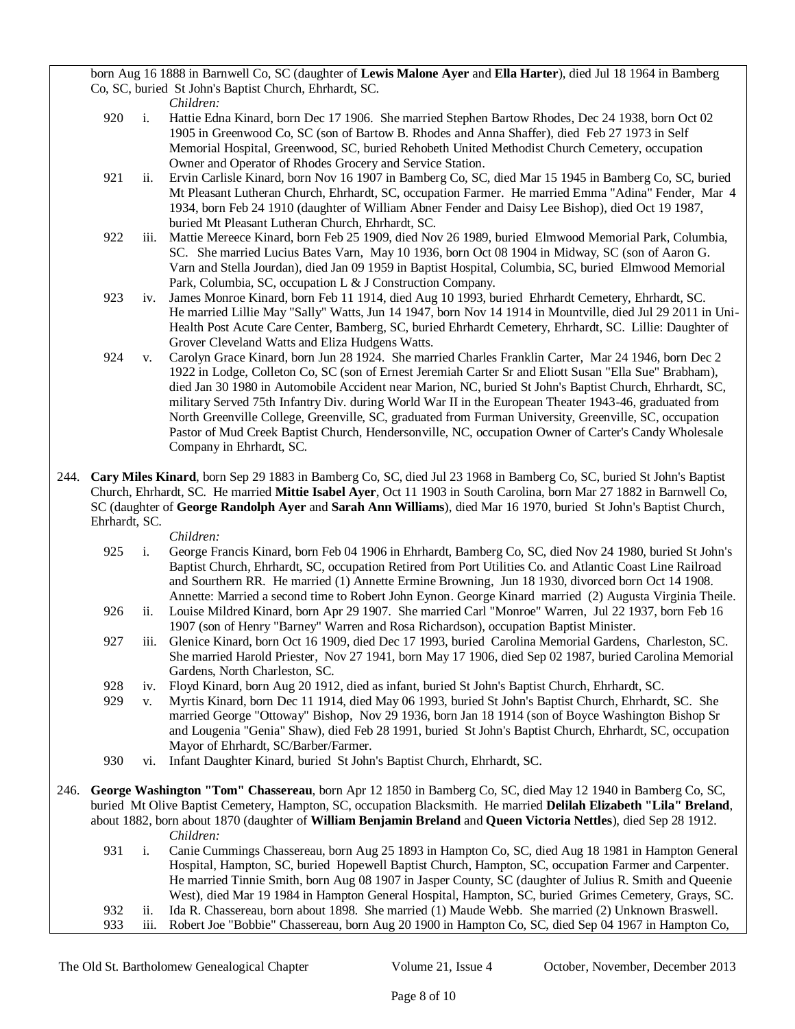born Aug 16 1888 in Barnwell Co, SC (daughter of **Lewis Malone Ayer** and **Ella Harter**), died Jul 18 1964 in Bamberg Co, SC, buried St John's Baptist Church, Ehrhardt, SC.

*Children:*

920 i. Hattie Edna Kinard, born Dec 17 1906. She married Stephen Bartow Rhodes, Dec 24 1938, born Oct 02 1905 in Greenwood Co, SC (son of Bartow B. Rhodes and Anna Shaffer), died Feb 27 1973 in Self Memorial Hospital, Greenwood, SC, buried Rehobeth United Methodist Church Cemetery, occupation Owner and Operator of Rhodes Grocery and Service Station.

921 ii. Ervin Carlisle Kinard, born Nov 16 1907 in Bamberg Co, SC, died Mar 15 1945 in Bamberg Co, SC, buried Mt Pleasant Lutheran Church, Ehrhardt, SC, occupation Farmer. He married Emma "Adina" Fender, Mar 4 1934, born Feb 24 1910 (daughter of William Abner Fender and Daisy Lee Bishop), died Oct 19 1987, buried Mt Pleasant Lutheran Church, Ehrhardt, SC.

922 iii. Mattie Mereece Kinard, born Feb 25 1909, died Nov 26 1989, buried Elmwood Memorial Park, Columbia, SC. She married Lucius Bates Varn, May 10 1936, born Oct 08 1904 in Midway, SC (son of Aaron G. Varn and Stella Jourdan), died Jan 09 1959 in Baptist Hospital, Columbia, SC, buried Elmwood Memorial Park, Columbia, SC, occupation L & J Construction Company.

923 iv. James Monroe Kinard, born Feb 11 1914, died Aug 10 1993, buried Ehrhardt Cemetery, Ehrhardt, SC. He married Lillie May "Sally" Watts, Jun 14 1947, born Nov 14 1914 in Mountville, died Jul 29 2011 in Uni-Health Post Acute Care Center, Bamberg, SC, buried Ehrhardt Cemetery, Ehrhardt, SC. Lillie: Daughter of Grover Cleveland Watts and Eliza Hudgens Watts.

924 v. Carolyn Grace Kinard, born Jun 28 1924. She married Charles Franklin Carter, Mar 24 1946, born Dec 2 1922 in Lodge, Colleton Co, SC (son of Ernest Jeremiah Carter Sr and Eliott Susan "Ella Sue" Brabham), died Jan 30 1980 in Automobile Accident near Marion, NC, buried St John's Baptist Church, Ehrhardt, SC, military Served 75th Infantry Div. during World War II in the European Theater 1943-46, graduated from North Greenville College, Greenville, SC, graduated from Furman University, Greenville, SC, occupation Pastor of Mud Creek Baptist Church, Hendersonville, NC, occupation Owner of Carter's Candy Wholesale Company in Ehrhardt, SC.

244. **Cary Miles Kinard**, born Sep 29 1883 in Bamberg Co, SC, died Jul 23 1968 in Bamberg Co, SC, buried St John's Baptist Church, Ehrhardt, SC. He married **Mittie Isabel Ayer**, Oct 11 1903 in South Carolina, born Mar 27 1882 in Barnwell Co, SC (daughter of **George Randolph Ayer** and **Sarah Ann Williams**), died Mar 16 1970, buried St John's Baptist Church, Ehrhardt, SC.

*Children:*

925 i. George Francis Kinard, born Feb 04 1906 in Ehrhardt, Bamberg Co, SC, died Nov 24 1980, buried St John's Baptist Church, Ehrhardt, SC, occupation Retired from Port Utilities Co. and Atlantic Coast Line Railroad and Sourthern RR. He married (1) Annette Ermine Browning, Jun 18 1930, divorced born Oct 14 1908. Annette: Married a second time to Robert John Eynon. George Kinard married (2) Augusta Virginia Theile.

926 ii. Louise Mildred Kinard, born Apr 29 1907. She married Carl "Monroe" Warren, Jul 22 1937, born Feb 16 1907 (son of Henry "Barney" Warren and Rosa Richardson), occupation Baptist Minister.

927 iii. Glenice Kinard, born Oct 16 1909, died Dec 17 1993, buried Carolina Memorial Gardens, Charleston, SC. She married Harold Priester, Nov 27 1941, born May 17 1906, died Sep 02 1987, buried Carolina Memorial Gardens, North Charleston, SC.

928 iv. Floyd Kinard, born Aug 20 1912, died as infant, buried St John's Baptist Church, Ehrhardt, SC.

929 v. Myrtis Kinard, born Dec 11 1914, died May 06 1993, buried St John's Baptist Church, Ehrhardt, SC. She married George "Ottoway" Bishop, Nov 29 1936, born Jan 18 1914 (son of Boyce Washington Bishop Sr and Lougenia "Genia" Shaw), died Feb 28 1991, buried St John's Baptist Church, Ehrhardt, SC, occupation Mayor of Ehrhardt, SC/Barber/Farmer.

930 vi. Infant Daughter Kinard, buried St John's Baptist Church, Ehrhardt, SC.

246. **George Washington "Tom" Chassereau**, born Apr 12 1850 in Bamberg Co, SC, died May 12 1940 in Bamberg Co, SC, buried Mt Olive Baptist Cemetery, Hampton, SC, occupation Blacksmith. He married **Delilah Elizabeth "Lila" Breland**, about 1882, born about 1870 (daughter of **William Benjamin Breland** and **Queen Victoria Nettles**), died Sep 28 1912.

*Children:*

931 i. Canie Cummings Chassereau, born Aug 25 1893 in Hampton Co, SC, died Aug 18 1981 in Hampton General Hospital, Hampton, SC, buried Hopewell Baptist Church, Hampton, SC, occupation Farmer and Carpenter. He married Tinnie Smith, born Aug 08 1907 in Jasper County, SC (daughter of Julius R. Smith and Queenie West), died Mar 19 1984 in Hampton General Hospital, Hampton, SC, buried Grimes Cemetery, Grays, SC.

932 ii. Ida R. Chassereau, born about 1898. She married (1) Maude Webb. She married (2) Unknown Braswell.

933 iii. Robert Joe "Bobbie" Chassereau, born Aug 20 1900 in Hampton Co, SC, died Sep 04 1967 in Hampton Co,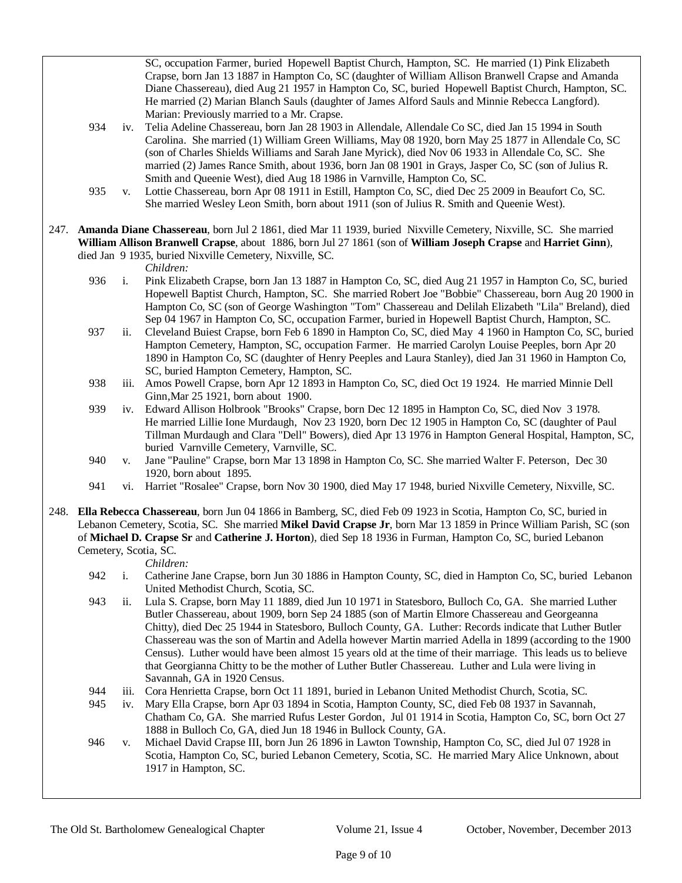SC, occupation Farmer, buried Hopewell Baptist Church, Hampton, SC. He married (1) Pink Elizabeth Crapse, born Jan 13 1887 in Hampton Co, SC (daughter of William Allison Branwell Crapse and Amanda Diane Chassereau), died Aug 21 1957 in Hampton Co, SC, buried Hopewell Baptist Church, Hampton, SC. He married (2) Marian Blanch Sauls (daughter of James Alford Sauls and Minnie Rebecca Langford). Marian: Previously married to a Mr. Crapse.

934 iv. Telia Adeline Chassereau, born Jan 28 1903 in Allendale, Allendale Co SC, died Jan 15 1994 in South Carolina. She married (1) William Green Williams, May 08 1920, born May 25 1877 in Allendale Co, SC (son of Charles Shields Williams and Sarah Jane Myrick), died Nov 06 1933 in Allendale Co, SC. She married (2) James Rance Smith, about 1936, born Jan 08 1901 in Grays, Jasper Co, SC (son of Julius R. Smith and Queenie West), died Aug 18 1986 in Varnville, Hampton Co, SC.

935 v. Lottie Chassereau, born Apr 08 1911 in Estill, Hampton Co, SC, died Dec 25 2009 in Beaufort Co, SC. She married Wesley Leon Smith, born about 1911 (son of Julius R. Smith and Queenie West).

247. **Amanda Diane Chassereau**, born Jul 2 1861, died Mar 11 1939, buried Nixville Cemetery, Nixville, SC. She married **William Allison Branwell Crapse**, about 1886, born Jul 27 1861 (son of **William Joseph Crapse** and **Harriet Ginn**), died Jan 9 1935, buried Nixville Cemetery, Nixville, SC.

*Children:*

936 i. Pink Elizabeth Crapse, born Jan 13 1887 in Hampton Co, SC, died Aug 21 1957 in Hampton Co, SC, buried Hopewell Baptist Church, Hampton, SC. She married Robert Joe "Bobbie" Chassereau, born Aug 20 1900 in Hampton Co, SC (son of George Washington "Tom" Chassereau and Delilah Elizabeth "Lila" Breland), died Sep 04 1967 in Hampton Co, SC, occupation Farmer, buried in Hopewell Baptist Church, Hampton, SC.

937 ii. Cleveland Buiest Crapse, born Feb 6 1890 in Hampton Co, SC, died May 4 1960 in Hampton Co, SC, buried Hampton Cemetery, Hampton, SC, occupation Farmer. He married Carolyn Louise Peeples, born Apr 20 1890 in Hampton Co, SC (daughter of Henry Peeples and Laura Stanley), died Jan 31 1960 in Hampton Co, SC, buried Hampton Cemetery, Hampton, SC.

938 iii. Amos Powell Crapse, born Apr 12 1893 in Hampton Co, SC, died Oct 19 1924. He married Minnie Dell Ginn,Mar 25 1921, born about 1900.

939 iv. Edward Allison Holbrook "Brooks" Crapse, born Dec 12 1895 in Hampton Co, SC, died Nov 3 1978. He married Lillie Ione Murdaugh, Nov 23 1920, born Dec 12 1905 in Hampton Co, SC (daughter of Paul Tillman Murdaugh and Clara "Dell" Bowers), died Apr 13 1976 in Hampton General Hospital, Hampton, SC, buried Varnville Cemetery, Varnville, SC.

940 v. Jane "Pauline" Crapse, born Mar 13 1898 in Hampton Co, SC. She married Walter F. Peterson, Dec 30 1920, born about 1895.

941 vi. Harriet "Rosalee" Crapse, born Nov 30 1900, died May 17 1948, buried Nixville Cemetery, Nixville, SC.

248. **Ella Rebecca Chassereau**, born Jun 04 1866 in Bamberg, SC, died Feb 09 1923 in Scotia, Hampton Co, SC, buried in Lebanon Cemetery, Scotia, SC. She married **Mikel David Crapse Jr**, born Mar 13 1859 in Prince William Parish, SC (son of **Michael D. Crapse Sr** and **Catherine J. Horton**), died Sep 18 1936 in Furman, Hampton Co, SC, buried Lebanon Cemetery, Scotia, SC.

*Children:*

942 i. Catherine Jane Crapse, born Jun 30 1886 in Hampton County, SC, died in Hampton Co, SC, buried Lebanon United Methodist Church, Scotia, SC.

943 ii. Lula S. Crapse, born May 11 1889, died Jun 10 1971 in Statesboro, Bulloch Co, GA. She married Luther Butler Chassereau, about 1909, born Sep 24 1885 (son of Martin Elmore Chassereau and Georgeanna Chitty), died Dec 25 1944 in Statesboro, Bulloch County, GA. Luther: Records indicate that Luther Butler Chassereau was the son of Martin and Adella however Martin married Adella in 1899 (according to the 1900 Census). Luther would have been almost 15 years old at the time of their marriage. This leads us to believe that Georgianna Chitty to be the mother of Luther Butler Chassereau. Luther and Lula were living in Savannah, GA in 1920 Census.

944 iii. Cora Henrietta Crapse, born Oct 11 1891, buried in Lebanon United Methodist Church, Scotia, SC.

945 iv. Mary Ella Crapse, born Apr 03 1894 in Scotia, Hampton County, SC, died Feb 08 1937 in Savannah, Chatham Co, GA. She married Rufus Lester Gordon, Jul 01 1914 in Scotia, Hampton Co, SC, born Oct 27 1888 in Bulloch Co, GA, died Jun 18 1946 in Bullock County, GA.

946 v. Michael David Crapse III, born Jun 26 1896 in Lawton Township, Hampton Co, SC, died Jul 07 1928 in Scotia, Hampton Co, SC, buried Lebanon Cemetery, Scotia, SC. He married Mary Alice Unknown, about 1917 in Hampton, SC.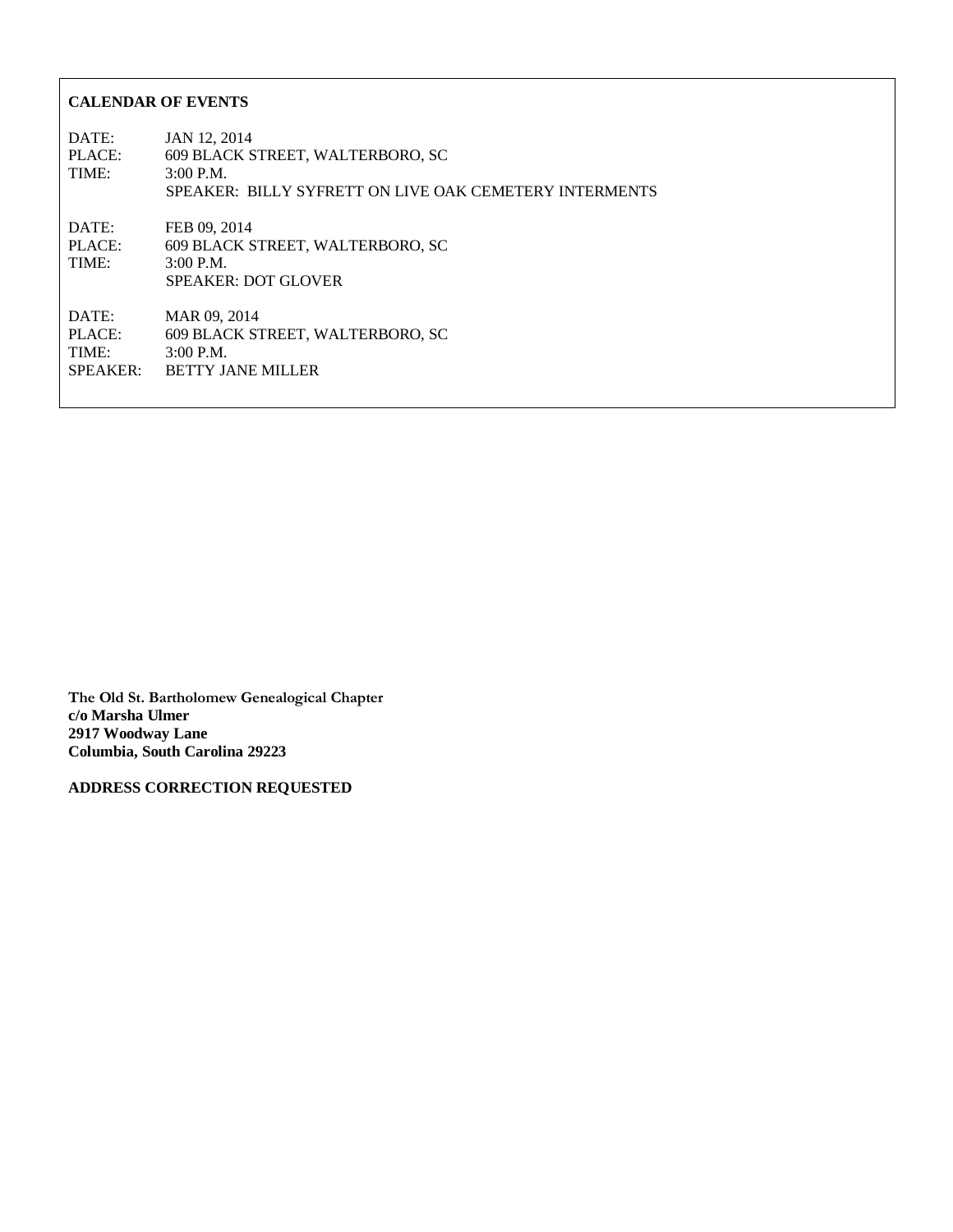**CALENDAR OF EVENTS**

| | |
|---|---|
| DATE: | JAN 12, 2014 |
| PLACE: | 609 BLACK STREET, WALTERBORO, SC |
| TIME: | 3:00 P.M. |
| | SPEAKER: BILLY SYFRETT ON LIVE OAK CEMETERY INTERMENTS |
| DATE: | FEB 09, 2014 |
| PLACE: | 609 BLACK STREET, WALTERBORO, SC |
| TIME: | 3:00 P.M. |
| | SPEAKER: DOT GLOVER |
| DATE: | MAR 09, 2014 |
| PLACE: | 609 BLACK STREET, WALTERBORO, SC |
| TIME: | 3:00 P.M. |
| SPEAKER: | BETTY JANE MILLER |

**The Old St. Bartholomew Genealogical Chapter**
**c/o Marsha Ulmer**
**2917 Woodway Lane**
**Columbia, South Carolina 29223**

**ADDRESS CORRECTION REQUESTED**